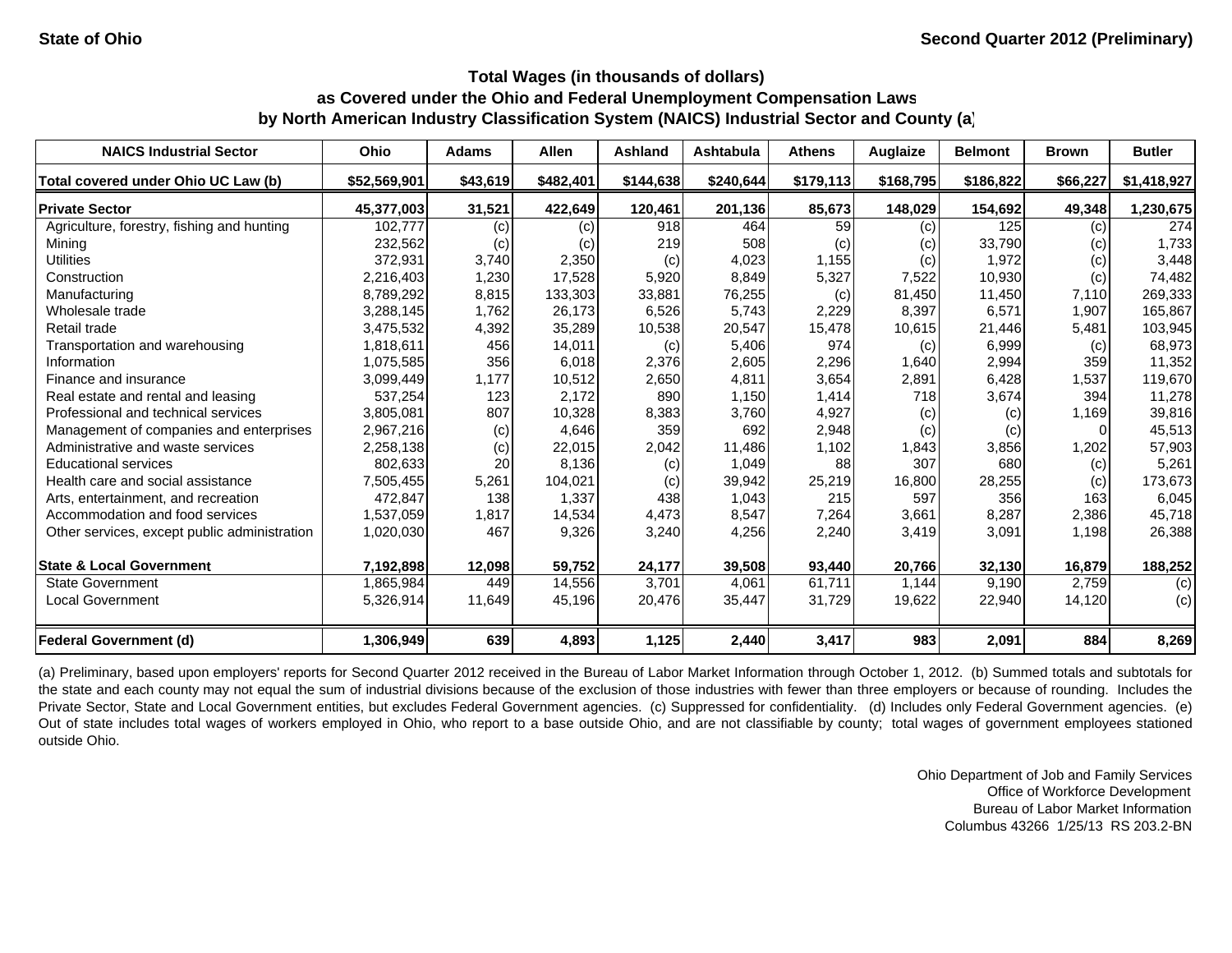State of Ohio

Second Quarter 2012 (Preliminary)

**Total Wages (in thousands of dollars)**
**as Covered under the Ohio and Federal Unemployment Compensation Laws**
**by North American Industry Classification System (NAICS) Industrial Sector and County (a)**

| NAICS Industrial Sector | Ohio | Adams | Allen | Ashland | Ashtabula | Athens | Auglaize | Belmont | Brown | Butler |
|---|---|---|---|---|---|---|---|---|---|---|
| **Total covered under Ohio UC Law (b)** | **$52,569,901** | **$43,619** | **$482,401** | **$144,638** | **$240,644** | **$179,113** | **$168,795** | **$186,822** | **$66,227** | **$1,418,927** |
| **Private Sector** | **45,377,003** | **31,521** | **422,649** | **120,461** | **201,136** | **85,673** | **148,029** | **154,692** | **49,348** | **1,230,675** |
| Agriculture, forestry, fishing and hunting | 102,777 | (c) | (c) | 918 | 464 | 59 | (c) | 125 | (c) | 274 |
| Mining | 232,562 | (c) | (c) | 219 | 508 | (c) | (c) | 33,790 | (c) | 1,733 |
| Utilities | 372,931 | 3,740 | 2,350 | (c) | 4,023 | 1,155 | (c) | 1,972 | (c) | 3,448 |
| Construction | 2,216,403 | 1,230 | 17,528 | 5,920 | 8,849 | 5,327 | 7,522 | 10,930 | (c) | 74,482 |
| Manufacturing | 8,789,292 | 8,815 | 133,303 | 33,881 | 76,255 | (c) | 81,450 | 11,450 | 7,110 | 269,333 |
| Wholesale trade | 3,288,145 | 1,762 | 26,173 | 6,526 | 5,743 | 2,229 | 8,397 | 6,571 | 1,907 | 165,867 |
| Retail trade | 3,475,532 | 4,392 | 35,289 | 10,538 | 20,547 | 15,478 | 10,615 | 21,446 | 5,481 | 103,945 |
| Transportation and warehousing | 1,818,611 | 456 | 14,011 | (c) | 5,406 | 974 | (c) | 6,999 | (c) | 68,973 |
| Information | 1,075,585 | 356 | 6,018 | 2,376 | 2,605 | 2,296 | 1,640 | 2,994 | 359 | 11,352 |
| Finance and insurance | 3,099,449 | 1,177 | 10,512 | 2,650 | 4,811 | 3,654 | 2,891 | 6,428 | 1,537 | 119,670 |
| Real estate and rental and leasing | 537,254 | 123 | 2,172 | 890 | 1,150 | 1,414 | 718 | 3,674 | 394 | 11,278 |
| Professional and technical services | 3,805,081 | 807 | 10,328 | 8,383 | 3,760 | 4,927 | (c) | (c) | 1,169 | 39,816 |
| Management of companies and enterprises | 2,967,216 | (c) | 4,646 | 359 | 692 | 2,948 | (c) | (c) | 0 | 45,513 |
| Administrative and waste services | 2,258,138 | (c) | 22,015 | 2,042 | 11,486 | 1,102 | 1,843 | 3,856 | 1,202 | 57,903 |
| Educational services | 802,633 | 20 | 8,136 | (c) | 1,049 | 88 | 307 | 680 | (c) | 5,261 |
| Health care and social assistance | 7,505,455 | 5,261 | 104,021 | (c) | 39,942 | 25,219 | 16,800 | 28,255 | (c) | 173,673 |
| Arts, entertainment, and recreation | 472,847 | 138 | 1,337 | 438 | 1,043 | 215 | 597 | 356 | 163 | 6,045 |
| Accommodation and food services | 1,537,059 | 1,817 | 14,534 | 4,473 | 8,547 | 7,264 | 3,661 | 8,287 | 2,386 | 45,718 |
| Other services, except public administration | 1,020,030 | 467 | 9,326 | 3,240 | 4,256 | 2,240 | 3,419 | 3,091 | 1,198 | 26,388 |
| **State & Local Government** | **7,192,898** | **12,098** | **59,752** | **24,177** | **39,508** | **93,440** | **20,766** | **32,130** | **16,879** | **188,252** |
| State Government | 1,865,984 | 449 | 14,556 | 3,701 | 4,061 | 61,711 | 1,144 | 9,190 | 2,759 | (c) |
| Local Government | 5,326,914 | 11,649 | 45,196 | 20,476 | 35,447 | 31,729 | 19,622 | 22,940 | 14,120 | (c) |
| **Federal Government (d)** | **1,306,949** | **639** | **4,893** | **1,125** | **2,440** | **3,417** | **983** | **2,091** | **884** | **8,269** |

(a) Preliminary, based upon employers' reports for Second Quarter 2012 received in the Bureau of Labor Market Information through October 1, 2012. (b) Summed totals and subtotals for the state and each county may not equal the sum of industrial divisions because of the exclusion of those industries with fewer than three employers or because of rounding. Includes the Private Sector, State and Local Government entities, but excludes Federal Government agencies. (c) Suppressed for confidentiality. (d) Includes only Federal Government agencies. (e) Out of state includes total wages of workers employed in Ohio, who report to a base outside Ohio, and are not classifiable by county; total wages of government employees stationed outside Ohio.

Ohio Department of Job and Family Services
Office of Workforce Development
Bureau of Labor Market Information
Columbus 43266 1/25/13 RS 203.2-BN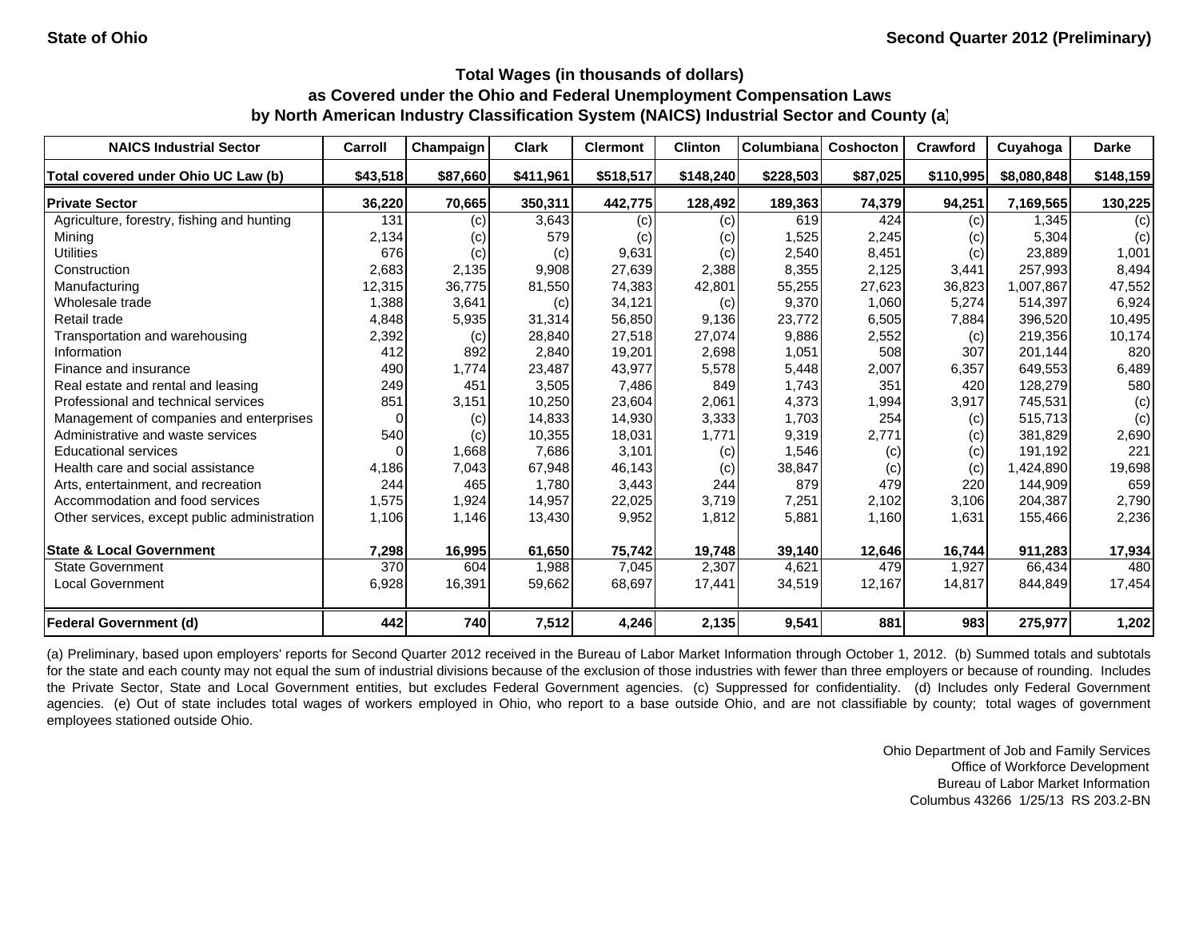State of Ohio | Second Quarter 2012 (Preliminary)

### Total Wages (in thousands of dollars)
### as Covered under the Ohio and Federal Unemployment Compensation Laws
### by North American Industry Classification System (NAICS) Industrial Sector and County (a)

| NAICS Industrial Sector | Carroll | Champaign | Clark | Clermont | Clinton | Columbiana | Coshocton | Crawford | Cuyahoga | Darke |
|---|---|---|---|---|---|---|---|---|---|---|
| **Total covered under Ohio UC Law (b)** | **$43,518** | **$87,660** | **$411,961** | **$518,517** | **$148,240** | **$228,503** | **$87,025** | **$110,995** | **$8,080,848** | **$148,159** |
| **Private Sector** | **36,220** | **70,665** | **350,311** | **442,775** | **128,492** | **189,363** | **74,379** | **94,251** | **7,169,565** | **130,225** |
| Agriculture, forestry, fishing and hunting | 131 | (c) | 3,643 | (c) | (c) | 619 | 424 | (c) | 1,345 | (c) |
| Mining | 2,134 | (c) | 579 | (c) | (c) | 1,525 | 2,245 | (c) | 5,304 | (c) |
| Utilities | 676 | (c) | (c) | 9,631 | (c) | 2,540 | 8,451 | (c) | 23,889 | 1,001 |
| Construction | 2,683 | 2,135 | 9,908 | 27,639 | 2,388 | 8,355 | 2,125 | 3,441 | 257,993 | 8,494 |
| Manufacturing | 12,315 | 36,775 | 81,550 | 74,383 | 42,801 | 55,255 | 27,623 | 36,823 | 1,007,867 | 47,552 |
| Wholesale trade | 1,388 | 3,641 | (c) | 34,121 | (c) | 9,370 | 1,060 | 5,274 | 514,397 | 6,924 |
| Retail trade | 4,848 | 5,935 | 31,314 | 56,850 | 9,136 | 23,772 | 6,505 | 7,884 | 396,520 | 10,495 |
| Transportation and warehousing | 2,392 | (c) | 28,840 | 27,518 | 27,074 | 9,886 | 2,552 | (c) | 219,356 | 10,174 |
| Information | 412 | 892 | 2,840 | 19,201 | 2,698 | 1,051 | 508 | 307 | 201,144 | 820 |
| Finance and insurance | 490 | 1,774 | 23,487 | 43,977 | 5,578 | 5,448 | 2,007 | 6,357 | 649,553 | 6,489 |
| Real estate and rental and leasing | 249 | 451 | 3,505 | 7,486 | 849 | 1,743 | 351 | 420 | 128,279 | 580 |
| Professional and technical services | 851 | 3,151 | 10,250 | 23,604 | 2,061 | 4,373 | 1,994 | 3,917 | 745,531 | (c) |
| Management of companies and enterprises | 0 | (c) | 14,833 | 14,930 | 3,333 | 1,703 | 254 | (c) | 515,713 | (c) |
| Administrative and waste services | 540 | (c) | 10,355 | 18,031 | 1,771 | 9,319 | 2,771 | (c) | 381,829 | 2,690 |
| Educational services | 0 | 1,668 | 7,686 | 3,101 | (c) | 1,546 | (c) | (c) | 191,192 | 221 |
| Health care and social assistance | 4,186 | 7,043 | 67,948 | 46,143 | (c) | 38,847 | (c) | (c) | 1,424,890 | 19,698 |
| Arts, entertainment, and recreation | 244 | 465 | 1,780 | 3,443 | 244 | 879 | 479 | 220 | 144,909 | 659 |
| Accommodation and food services | 1,575 | 1,924 | 14,957 | 22,025 | 3,719 | 7,251 | 2,102 | 3,106 | 204,387 | 2,790 |
| Other services, except public administration | 1,106 | 1,146 | 13,430 | 9,952 | 1,812 | 5,881 | 1,160 | 1,631 | 155,466 | 2,236 |
| **State & Local Government** | **7,298** | **16,995** | **61,650** | **75,742** | **19,748** | **39,140** | **12,646** | **16,744** | **911,283** | **17,934** |
| State Government | 370 | 604 | 1,988 | 7,045 | 2,307 | 4,621 | 479 | 1,927 | 66,434 | 480 |
| Local Government | 6,928 | 16,391 | 59,662 | 68,697 | 17,441 | 34,519 | 12,167 | 14,817 | 844,849 | 17,454 |
| **Federal Government (d)** | **442** | **740** | **7,512** | **4,246** | **2,135** | **9,541** | **881** | **983** | **275,977** | **1,202** |

(a) Preliminary, based upon employers' reports for Second Quarter 2012 received in the Bureau of Labor Market Information through October 1, 2012. (b) Summed totals and subtotals for the state and each county may not equal the sum of industrial divisions because of the exclusion of those industries with fewer than three employers or because of rounding. Includes the Private Sector, State and Local Government entities, but excludes Federal Government agencies. (c) Suppressed for confidentiality. (d) Includes only Federal Government agencies. (e) Out of state includes total wages of workers employed in Ohio, who report to a base outside Ohio, and are not classifiable by county; total wages of government employees stationed outside Ohio.

Ohio Department of Job and Family Services
Office of Workforce Development
Bureau of Labor Market Information
Columbus 43266 1/25/13 RS 203.2-BN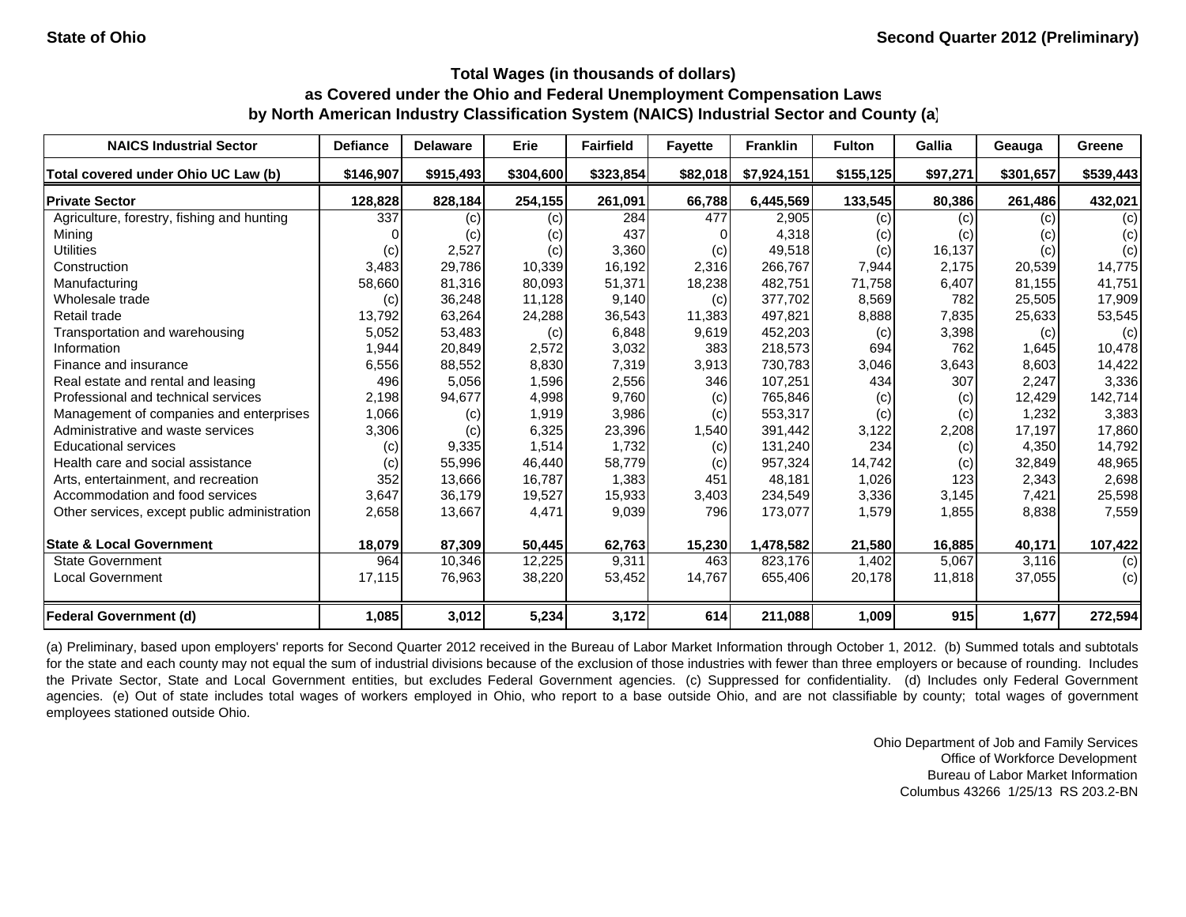State of Ohio | Second Quarter 2012 (Preliminary)

# Total Wages (in thousands of dollars) as Covered under the Ohio and Federal Unemployment Compensation Laws by North American Industry Classification System (NAICS) Industrial Sector and County (a)

| NAICS Industrial Sector | Defiance | Delaware | Erie | Fairfield | Fayette | Franklin | Fulton | Gallia | Geauga | Greene |
|---|---|---|---|---|---|---|---|---|---|---|
| Total covered under Ohio UC Law (b) | $146,907 | $915,493 | $304,600 | $323,854 | $82,018 | $7,924,151 | $155,125 | $97,271 | $301,657 | $539,443 |
| **Private Sector** | 128,828 | 828,184 | 254,155 | 261,091 | 66,788 | 6,445,569 | 133,545 | 80,386 | 261,486 | 432,021 |
| Agriculture, forestry, fishing and hunting | 337 | (c) | (c) | 284 | 477 | 2,905 | (c) | (c) | (c) | (c) |
| Mining | 0 | (c) | (c) | 437 | 0 | 4,318 | (c) | (c) | (c) | (c) |
| Utilities | (c) | 2,527 | (c) | 3,360 | (c) | 49,518 | (c) | 16,137 | (c) | (c) |
| Construction | 3,483 | 29,786 | 10,339 | 16,192 | 2,316 | 266,767 | 7,944 | 2,175 | 20,539 | 14,775 |
| Manufacturing | 58,660 | 81,316 | 80,093 | 51,371 | 18,238 | 482,751 | 71,758 | 6,407 | 81,155 | 41,751 |
| Wholesale trade | (c) | 36,248 | 11,128 | 9,140 | (c) | 377,702 | 8,569 | 782 | 25,505 | 17,909 |
| Retail trade | 13,792 | 63,264 | 24,288 | 36,543 | 11,383 | 497,821 | 8,888 | 7,835 | 25,633 | 53,545 |
| Transportation and warehousing | 5,052 | 53,483 | (c) | 6,848 | 9,619 | 452,203 | (c) | 3,398 | (c) | (c) |
| Information | 1,944 | 20,849 | 2,572 | 3,032 | 383 | 218,573 | 694 | 762 | 1,645 | 10,478 |
| Finance and insurance | 6,556 | 88,552 | 8,830 | 7,319 | 3,913 | 730,783 | 3,046 | 3,643 | 8,603 | 14,422 |
| Real estate and rental and leasing | 496 | 5,056 | 1,596 | 2,556 | 346 | 107,251 | 434 | 307 | 2,247 | 3,336 |
| Professional and technical services | 2,198 | 94,677 | 4,998 | 9,760 | (c) | 765,846 | (c) | (c) | 12,429 | 142,714 |
| Management of companies and enterprises | 1,066 | (c) | 1,919 | 3,986 | (c) | 553,317 | (c) | (c) | 1,232 | 3,383 |
| Administrative and waste services | 3,306 | (c) | 6,325 | 23,396 | 1,540 | 391,442 | 3,122 | 2,208 | 17,197 | 17,860 |
| Educational services | (c) | 9,335 | 1,514 | 1,732 | (c) | 131,240 | 234 | (c) | 4,350 | 14,792 |
| Health care and social assistance | (c) | 55,996 | 46,440 | 58,779 | (c) | 957,324 | 14,742 | (c) | 32,849 | 48,965 |
| Arts, entertainment, and recreation | 352 | 13,666 | 16,787 | 1,383 | 451 | 48,181 | 1,026 | 123 | 2,343 | 2,698 |
| Accommodation and food services | 3,647 | 36,179 | 19,527 | 15,933 | 3,403 | 234,549 | 3,336 | 3,145 | 7,421 | 25,598 |
| Other services, except public administration | 2,658 | 13,667 | 4,471 | 9,039 | 796 | 173,077 | 1,579 | 1,855 | 8,838 | 7,559 |
| **State & Local Government** | 18,079 | 87,309 | 50,445 | 62,763 | 15,230 | 1,478,582 | 21,580 | 16,885 | 40,171 | 107,422 |
| State Government | 964 | 10,346 | 12,225 | 9,311 | 463 | 823,176 | 1,402 | 5,067 | 3,116 | (c) |
| Local Government | 17,115 | 76,963 | 38,220 | 53,452 | 14,767 | 655,406 | 20,178 | 11,818 | 37,055 | (c) |
| **Federal Government (d)** | 1,085 | 3,012 | 5,234 | 3,172 | 614 | 211,088 | 1,009 | 915 | 1,677 | 272,594 |

(a) Preliminary, based upon employers' reports for Second Quarter 2012 received in the Bureau of Labor Market Information through October 1, 2012. (b) Summed totals and subtotals for the state and each county may not equal the sum of industrial divisions because of the exclusion of those industries with fewer than three employers or because of rounding. Includes the Private Sector, State and Local Government entities, but excludes Federal Government agencies. (c) Suppressed for confidentiality. (d) Includes only Federal Government agencies. (e) Out of state includes total wages of workers employed in Ohio, who report to a base outside Ohio, and are not classifiable by county; total wages of government employees stationed outside Ohio.

Ohio Department of Job and Family Services
Office of Workforce Development
Bureau of Labor Market Information
Columbus 43266 1/25/13 RS 203.2-BN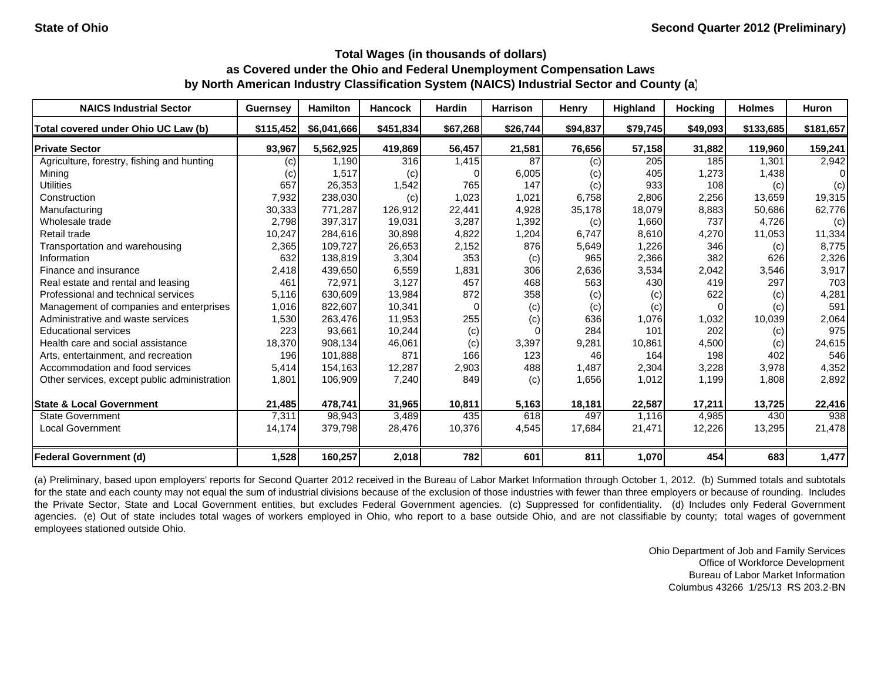State of Ohio

Second Quarter 2012 (Preliminary)

### Total Wages (in thousands of dollars) as Covered under the Ohio and Federal Unemployment Compensation Laws by North American Industry Classification System (NAICS) Industrial Sector and County (a)

| NAICS Industrial Sector | Guernsey | Hamilton | Hancock | Hardin | Harrison | Henry | Highland | Hocking | Holmes | Huron |
|---|---|---|---|---|---|---|---|---|---|---|
| **Total covered under Ohio UC Law (b)** | **$115,452** | **$6,041,666** | **$451,834** | **$67,268** | **$26,744** | **$94,837** | **$79,745** | **$49,093** | **$133,685** | **$181,657** |
| **Private Sector** | **93,967** | **5,562,925** | **419,869** | **56,457** | **21,581** | **76,656** | **57,158** | **31,882** | **119,960** | **159,241** |
| Agriculture, forestry, fishing and hunting | (c) | 1,190 | 316 | 1,415 | 87 | (c) | 205 | 185 | 1,301 | 2,942 |
| Mining | (c) | 1,517 | (c) | 0 | 6,005 | (c) | 405 | 1,273 | 1,438 | 0 |
| Utilities | 657 | 26,353 | 1,542 | 765 | 147 | (c) | 933 | 108 | (c) | (c) |
| Construction | 7,932 | 238,030 | (c) | 1,023 | 1,021 | 6,758 | 2,806 | 2,256 | 13,659 | 19,315 |
| Manufacturing | 30,333 | 771,287 | 126,912 | 22,441 | 4,928 | 35,178 | 18,079 | 8,883 | 50,686 | 62,776 |
| Wholesale trade | 2,798 | 397,317 | 19,031 | 3,287 | 1,392 | (c) | 1,660 | 737 | 4,726 | (c) |
| Retail trade | 10,247 | 284,616 | 30,898 | 4,822 | 1,204 | 6,747 | 8,610 | 4,270 | 11,053 | 11,334 |
| Transportation and warehousing | 2,365 | 109,727 | 26,653 | 2,152 | 876 | 5,649 | 1,226 | 346 | (c) | 8,775 |
| Information | 632 | 138,819 | 3,304 | 353 | (c) | 965 | 2,366 | 382 | 626 | 2,326 |
| Finance and insurance | 2,418 | 439,650 | 6,559 | 1,831 | 306 | 2,636 | 3,534 | 2,042 | 3,546 | 3,917 |
| Real estate and rental and leasing | 461 | 72,971 | 3,127 | 457 | 468 | 563 | 430 | 419 | 297 | 703 |
| Professional and technical services | 5,116 | 630,609 | 13,984 | 872 | 358 | (c) | (c) | 622 | (c) | 4,281 |
| Management of companies and enterprises | 1,016 | 822,607 | 10,341 | 0 | (c) | (c) | (c) | 0 | (c) | 591 |
| Administrative and waste services | 1,530 | 263,476 | 11,953 | 255 | (c) | 636 | 1,076 | 1,032 | 10,039 | 2,064 |
| Educational services | 223 | 93,661 | 10,244 | (c) | 0 | 284 | 101 | 202 | (c) | 975 |
| Health care and social assistance | 18,370 | 908,134 | 46,061 | (c) | 3,397 | 9,281 | 10,861 | 4,500 | (c) | 24,615 |
| Arts, entertainment, and recreation | 196 | 101,888 | 871 | 166 | 123 | 46 | 164 | 198 | 402 | 546 |
| Accommodation and food services | 5,414 | 154,163 | 12,287 | 2,903 | 488 | 1,487 | 2,304 | 3,228 | 3,978 | 4,352 |
| Other services, except public administration | 1,801 | 106,909 | 7,240 | 849 | (c) | 1,656 | 1,012 | 1,199 | 1,808 | 2,892 |
| **State & Local Government** | **21,485** | **478,741** | **31,965** | **10,811** | **5,163** | **18,181** | **22,587** | **17,211** | **13,725** | **22,416** |
| State Government | 7,311 | 98,943 | 3,489 | 435 | 618 | 497 | 1,116 | 4,985 | 430 | 938 |
| Local Government | 14,174 | 379,798 | 28,476 | 10,376 | 4,545 | 17,684 | 21,471 | 12,226 | 13,295 | 21,478 |
| **Federal Government (d)** | **1,528** | **160,257** | **2,018** | **782** | **601** | **811** | **1,070** | **454** | **683** | **1,477** |

(a) Preliminary, based upon employers' reports for Second Quarter 2012 received in the Bureau of Labor Market Information through October 1, 2012. (b) Summed totals and subtotals for the state and each county may not equal the sum of industrial divisions because of the exclusion of those industries with fewer than three employers or because of rounding. Includes the Private Sector, State and Local Government entities, but excludes Federal Government agencies. (c) Suppressed for confidentiality. (d) Includes only Federal Government agencies. (e) Out of state includes total wages of workers employed in Ohio, who report to a base outside Ohio, and are not classifiable by county; total wages of government employees stationed outside Ohio.

Ohio Department of Job and Family Services
Office of Workforce Development
Bureau of Labor Market Information
Columbus 43266 1/25/13 RS 203.2-BN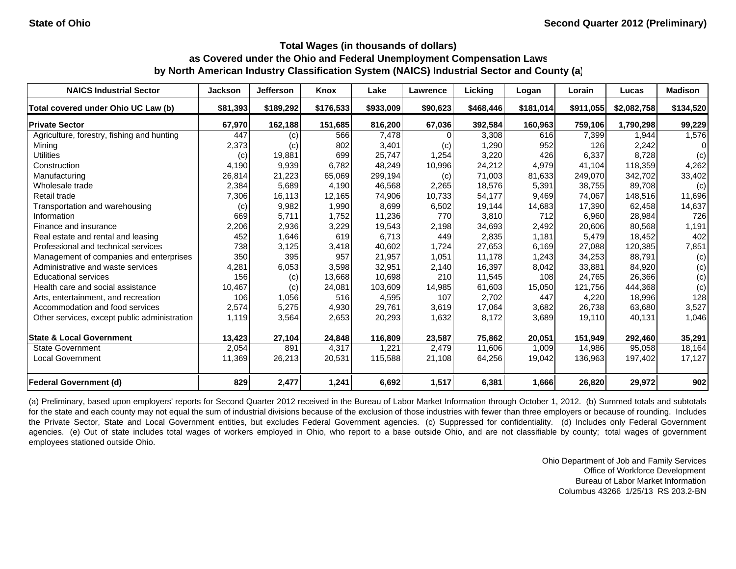State of Ohio | Second Quarter 2012 (Preliminary)

## Total Wages (in thousands of dollars)
## as Covered under the Ohio and Federal Unemployment Compensation Laws
## by North American Industry Classification System (NAICS) Industrial Sector and County (a)

| NAICS Industrial Sector | Jackson | Jefferson | Knox | Lake | Lawrence | Licking | Logan | Lorain | Lucas | Madison |
|---|---|---|---|---|---|---|---|---|---|---|
| **Total covered under Ohio UC Law (b)** | **$81,393** | **$189,292** | **$176,533** | **$933,009** | **$90,623** | **$468,446** | **$181,014** | **$911,055** | **$2,082,758** | **$134,520** |
| **Private Sector** | **67,970** | **162,188** | **151,685** | **816,200** | **67,036** | **392,584** | **160,963** | **759,106** | **1,790,298** | **99,229** |
| Agriculture, forestry, fishing and hunting | 447 | (c) | 566 | 7,478 | 0 | 3,308 | 616 | 7,399 | 1,944 | 1,576 |
| Mining | 2,373 | (c) | 802 | 3,401 | (c) | 1,290 | 952 | 126 | 2,242 | 0 |
| Utilities | (c) | 19,881 | 699 | 25,747 | 1,254 | 3,220 | 426 | 6,337 | 8,728 | (c) |
| Construction | 4,190 | 9,939 | 6,782 | 48,249 | 10,996 | 24,212 | 4,979 | 41,104 | 118,359 | 4,262 |
| Manufacturing | 26,814 | 21,223 | 65,069 | 299,194 | (c) | 71,003 | 81,633 | 249,070 | 342,702 | 33,402 |
| Wholesale trade | 2,384 | 5,689 | 4,190 | 46,568 | 2,265 | 18,576 | 5,391 | 38,755 | 89,708 | (c) |
| Retail trade | 7,306 | 16,113 | 12,165 | 74,906 | 10,733 | 54,177 | 9,469 | 74,067 | 148,516 | 11,696 |
| Transportation and warehousing | (c) | 9,982 | 1,990 | 8,699 | 6,502 | 19,144 | 14,683 | 17,390 | 62,458 | 14,637 |
| Information | 669 | 5,711 | 1,752 | 11,236 | 770 | 3,810 | 712 | 6,960 | 28,984 | 726 |
| Finance and insurance | 2,206 | 2,936 | 3,229 | 19,543 | 2,198 | 34,693 | 2,492 | 20,606 | 80,568 | 1,191 |
| Real estate and rental and leasing | 452 | 1,646 | 619 | 6,713 | 449 | 2,835 | 1,181 | 5,479 | 18,452 | 402 |
| Professional and technical services | 738 | 3,125 | 3,418 | 40,602 | 1,724 | 27,653 | 6,169 | 27,088 | 120,385 | 7,851 |
| Management of companies and enterprises | 350 | 395 | 957 | 21,957 | 1,051 | 11,178 | 1,243 | 34,253 | 88,791 | (c) |
| Administrative and waste services | 4,281 | 6,053 | 3,598 | 32,951 | 2,140 | 16,397 | 8,042 | 33,881 | 84,920 | (c) |
| Educational services | 156 | (c) | 13,668 | 10,698 | 210 | 11,545 | 108 | 24,765 | 26,366 | (c) |
| Health care and social assistance | 10,467 | (c) | 24,081 | 103,609 | 14,985 | 61,603 | 15,050 | 121,756 | 444,368 | (c) |
| Arts, entertainment, and recreation | 106 | 1,056 | 516 | 4,595 | 107 | 2,702 | 447 | 4,220 | 18,996 | 128 |
| Accommodation and food services | 2,574 | 5,275 | 4,930 | 29,761 | 3,619 | 17,064 | 3,682 | 26,738 | 63,680 | 3,527 |
| Other services, except public administration | 1,119 | 3,564 | 2,653 | 20,293 | 1,632 | 8,172 | 3,689 | 19,110 | 40,131 | 1,046 |
| **State & Local Government** | **13,423** | **27,104** | **24,848** | **116,809** | **23,587** | **75,862** | **20,051** | **151,949** | **292,460** | **35,291** |
| State Government | 2,054 | 891 | 4,317 | 1,221 | 2,479 | 11,606 | 1,009 | 14,986 | 95,058 | 18,164 |
| Local Government | 11,369 | 26,213 | 20,531 | 115,588 | 21,108 | 64,256 | 19,042 | 136,963 | 197,402 | 17,127 |
| **Federal Government (d)** | **829** | **2,477** | **1,241** | **6,692** | **1,517** | **6,381** | **1,666** | **26,820** | **29,972** | **902** |

(a) Preliminary, based upon employers' reports for Second Quarter 2012 received in the Bureau of Labor Market Information through October 1, 2012. (b) Summed totals and subtotals for the state and each county may not equal the sum of industrial divisions because of the exclusion of those industries with fewer than three employers or because of rounding. Includes the Private Sector, State and Local Government entities, but excludes Federal Government agencies. (c) Suppressed for confidentiality. (d) Includes only Federal Government agencies. (e) Out of state includes total wages of workers employed in Ohio, who report to a base outside Ohio, and are not classifiable by county; total wages of government employees stationed outside Ohio.

Ohio Department of Job and Family Services
Office of Workforce Development
Bureau of Labor Market Information
Columbus 43266 1/25/13 RS 203.2-BN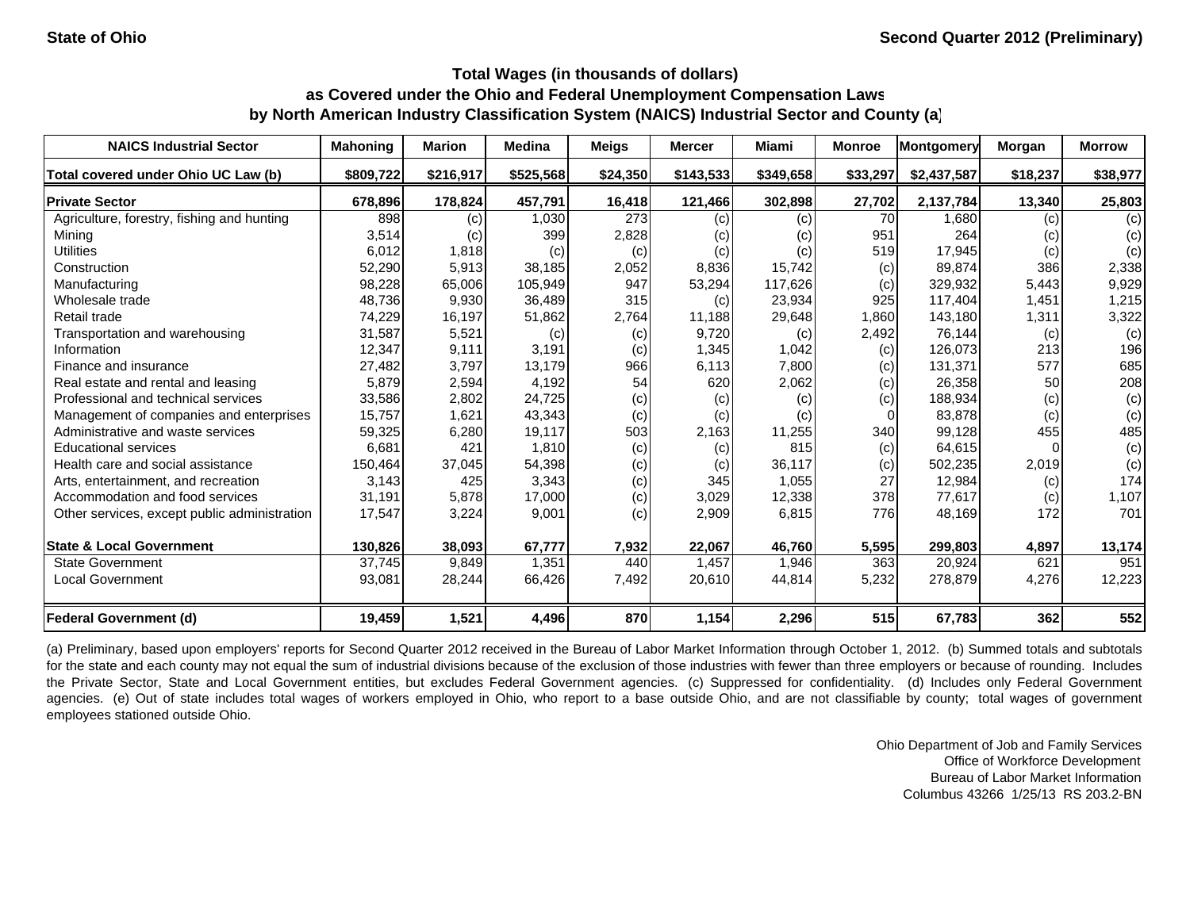State of Ohio

Second Quarter 2012 (Preliminary)

## Total Wages (in thousands of dollars)
## as Covered under the Ohio and Federal Unemployment Compensation Laws
## by North American Industry Classification System (NAICS) Industrial Sector and County (a)

| NAICS Industrial Sector | Mahoning | Marion | Medina | Meigs | Mercer | Miami | Monroe | Montgomery | Morgan | Morrow |
|---|---|---|---|---|---|---|---|---|---|---|
| Total covered under Ohio UC Law (b) | $809,722 | $216,917 | $525,568 | $24,350 | $143,533 | $349,658 | $33,297 | $2,437,587 | $18,237 | $38,977 |
| **Private Sector** | 678,896 | 178,824 | 457,791 | 16,418 | 121,466 | 302,898 | 27,702 | 2,137,784 | 13,340 | 25,803 |
| Agriculture, forestry, fishing and hunting | 898 | (c) | 1,030 | 273 | (c) | (c) | 70 | 1,680 | (c) | (c) |
| Mining | 3,514 | (c) | 399 | 2,828 | (c) | (c) | 951 | 264 | (c) | (c) |
| Utilities | 6,012 | 1,818 | (c) | (c) | (c) | (c) | 519 | 17,945 | (c) | (c) |
| Construction | 52,290 | 5,913 | 38,185 | 2,052 | 8,836 | 15,742 | (c) | 89,874 | 386 | 2,338 |
| Manufacturing | 98,228 | 65,006 | 105,949 | 947 | 53,294 | 117,626 | (c) | 329,932 | 5,443 | 9,929 |
| Wholesale trade | 48,736 | 9,930 | 36,489 | 315 | (c) | 23,934 | 925 | 117,404 | 1,451 | 1,215 |
| Retail trade | 74,229 | 16,197 | 51,862 | 2,764 | 11,188 | 29,648 | 1,860 | 143,180 | 1,311 | 3,322 |
| Transportation and warehousing | 31,587 | 5,521 | (c) | (c) | 9,720 | (c) | 2,492 | 76,144 | (c) | (c) |
| Information | 12,347 | 9,111 | 3,191 | (c) | 1,345 | 1,042 | (c) | 126,073 | 213 | 196 |
| Finance and insurance | 27,482 | 3,797 | 13,179 | 966 | 6,113 | 7,800 | (c) | 131,371 | 577 | 685 |
| Real estate and rental and leasing | 5,879 | 2,594 | 4,192 | 54 | 620 | 2,062 | (c) | 26,358 | 50 | 208 |
| Professional and technical services | 33,586 | 2,802 | 24,725 | (c) | (c) | (c) | (c) | 188,934 | (c) | (c) |
| Management of companies and enterprises | 15,757 | 1,621 | 43,343 | (c) | (c) | (c) | 0 | 83,878 | (c) | (c) |
| Administrative and waste services | 59,325 | 6,280 | 19,117 | 503 | 2,163 | 11,255 | 340 | 99,128 | 455 | 485 |
| Educational services | 6,681 | 421 | 1,810 | (c) | (c) | 815 | (c) | 64,615 | 0 | (c) |
| Health care and social assistance | 150,464 | 37,045 | 54,398 | (c) | (c) | 36,117 | (c) | 502,235 | 2,019 | (c) |
| Arts, entertainment, and recreation | 3,143 | 425 | 3,343 | (c) | 345 | 1,055 | 27 | 12,984 | (c) | 174 |
| Accommodation and food services | 31,191 | 5,878 | 17,000 | (c) | 3,029 | 12,338 | 378 | 77,617 | (c) | 1,107 |
| Other services, except public administration | 17,547 | 3,224 | 9,001 | (c) | 2,909 | 6,815 | 776 | 48,169 | 172 | 701 |
| **State & Local Government** | 130,826 | 38,093 | 67,777 | 7,932 | 22,067 | 46,760 | 5,595 | 299,803 | 4,897 | 13,174 |
| State Government | 37,745 | 9,849 | 1,351 | 440 | 1,457 | 1,946 | 363 | 20,924 | 621 | 951 |
| Local Government | 93,081 | 28,244 | 66,426 | 7,492 | 20,610 | 44,814 | 5,232 | 278,879 | 4,276 | 12,223 |
| **Federal Government (d)** | 19,459 | 1,521 | 4,496 | 870 | 1,154 | 2,296 | 515 | 67,783 | 362 | 552 |

(a) Preliminary, based upon employers' reports for Second Quarter 2012 received in the Bureau of Labor Market Information through October 1, 2012. (b) Summed totals and subtotals for the state and each county may not equal the sum of industrial divisions because of the exclusion of those industries with fewer than three employers or because of rounding. Includes the Private Sector, State and Local Government entities, but excludes Federal Government agencies. (c) Suppressed for confidentiality. (d) Includes only Federal Government agencies. (e) Out of state includes total wages of workers employed in Ohio, who report to a base outside Ohio, and are not classifiable by county; total wages of government employees stationed outside Ohio.

Ohio Department of Job and Family Services
Office of Workforce Development
Bureau of Labor Market Information
Columbus 43266 1/25/13 RS 203.2-BN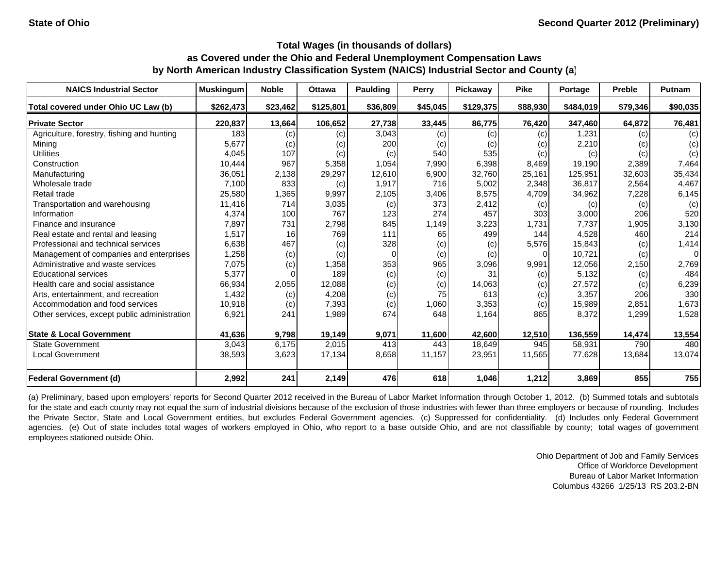State of Ohio — Second Quarter 2012 (Preliminary)

### Total Wages (in thousands of dollars) as Covered under the Ohio and Federal Unemployment Compensation Laws by North American Industry Classification System (NAICS) Industrial Sector and County (a)

| NAICS Industrial Sector | Muskingum | Noble | Ottawa | Paulding | Perry | Pickaway | Pike | Portage | Preble | Putnam |
|---|---|---|---|---|---|---|---|---|---|---|
| **Total covered under Ohio UC Law (b)** | **$262,473** | **$23,462** | **$125,801** | **$36,809** | **$45,045** | **$129,375** | **$88,930** | **$484,019** | **$79,346** | **$90,035** |
| **Private Sector** | **220,837** | **13,664** | **106,652** | **27,738** | **33,445** | **86,775** | **76,420** | **347,460** | **64,872** | **76,481** |
| Agriculture, forestry, fishing and hunting | 183 | (c) | (c) | 3,043 | (c) | (c) | (c) | 1,231 | (c) | (c) |
| Mining | 5,677 | (c) | (c) | 200 | (c) | (c) | (c) | 2,210 | (c) | (c) |
| Utilities | 4,045 | 107 | (c) | (c) | 540 | 535 | (c) | (c) | (c) | (c) |
| Construction | 10,444 | 967 | 5,358 | 1,054 | 7,990 | 6,398 | 8,469 | 19,190 | 2,389 | 7,464 |
| Manufacturing | 36,051 | 2,138 | 29,297 | 12,610 | 6,900 | 32,760 | 25,161 | 125,951 | 32,603 | 35,434 |
| Wholesale trade | 7,100 | 833 | (c) | 1,917 | 716 | 5,002 | 2,348 | 36,817 | 2,564 | 4,467 |
| Retail trade | 25,580 | 1,365 | 9,997 | 2,105 | 3,406 | 8,575 | 4,709 | 34,962 | 7,228 | 6,145 |
| Transportation and warehousing | 11,416 | 714 | 3,035 | (c) | 373 | 2,412 | (c) | (c) | (c) | (c) |
| Information | 4,374 | 100 | 767 | 123 | 274 | 457 | 303 | 3,000 | 206 | 520 |
| Finance and insurance | 7,897 | 731 | 2,798 | 845 | 1,149 | 3,223 | 1,731 | 7,737 | 1,905 | 3,130 |
| Real estate and rental and leasing | 1,517 | 16 | 769 | 111 | 65 | 499 | 144 | 4,528 | 460 | 214 |
| Professional and technical services | 6,638 | 467 | (c) | 328 | (c) | (c) | 5,576 | 15,843 | (c) | 1,414 |
| Management of companies and enterprises | 1,258 | (c) | (c) | 0 | (c) | (c) | 0 | 10,721 | (c) | 0 |
| Administrative and waste services | 7,075 | (c) | 1,358 | 353 | 965 | 3,096 | 9,991 | 12,056 | 2,150 | 2,769 |
| Educational services | 5,377 | 0 | 189 | (c) | (c) | 31 | (c) | 5,132 | (c) | 484 |
| Health care and social assistance | 66,934 | 2,055 | 12,088 | (c) | (c) | 14,063 | (c) | 27,572 | (c) | 6,239 |
| Arts, entertainment, and recreation | 1,432 | (c) | 4,208 | (c) | 75 | 613 | (c) | 3,357 | 206 | 330 |
| Accommodation and food services | 10,918 | (c) | 7,393 | (c) | 1,060 | 3,353 | (c) | 15,989 | 2,851 | 1,673 |
| Other services, except public administration | 6,921 | 241 | 1,989 | 674 | 648 | 1,164 | 865 | 8,372 | 1,299 | 1,528 |
| **State & Local Government** | **41,636** | **9,798** | **19,149** | **9,071** | **11,600** | **42,600** | **12,510** | **136,559** | **14,474** | **13,554** |
| State Government | 3,043 | 6,175 | 2,015 | 413 | 443 | 18,649 | 945 | 58,931 | 790 | 480 |
| Local Government | 38,593 | 3,623 | 17,134 | 8,658 | 11,157 | 23,951 | 11,565 | 77,628 | 13,684 | 13,074 |
| **Federal Government (d)** | **2,992** | **241** | **2,149** | **476** | **618** | **1,046** | **1,212** | **3,869** | **855** | **755** |

(a) Preliminary, based upon employers' reports for Second Quarter 2012 received in the Bureau of Labor Market Information through October 1, 2012. (b) Summed totals and subtotals for the state and each county may not equal the sum of industrial divisions because of the exclusion of those industries with fewer than three employers or because of rounding. Includes the Private Sector, State and Local Government entities, but excludes Federal Government agencies. (c) Suppressed for confidentiality. (d) Includes only Federal Government agencies. (e) Out of state includes total wages of workers employed in Ohio, who report to a base outside Ohio, and are not classifiable by county; total wages of government employees stationed outside Ohio.

Ohio Department of Job and Family Services
Office of Workforce Development
Bureau of Labor Market Information
Columbus 43266 1/25/13 RS 203.2-BN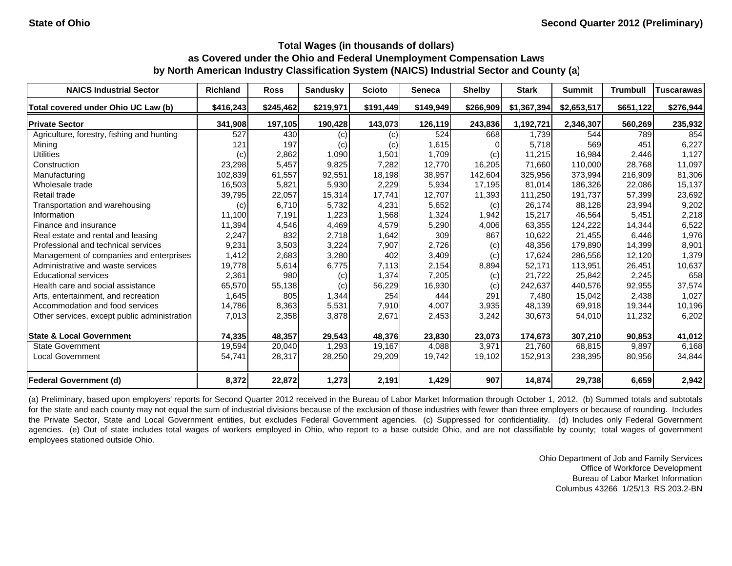State of Ohio

Second Quarter 2012 (Preliminary)

## Total Wages (in thousands of dollars)
## as Covered under the Ohio and Federal Unemployment Compensation Laws
## by North American Industry Classification System (NAICS) Industrial Sector and County (a)

| NAICS Industrial Sector | Richland | Ross | Sandusky | Scioto | Seneca | Shelby | Stark | Summit | Trumbull | Tuscarawas |
|---|---|---|---|---|---|---|---|---|---|---|
| **Total covered under Ohio UC Law (b)** | **$416,243** | **$245,462** | **$219,971** | **$191,449** | **$149,949** | **$266,909** | **$1,367,394** | **$2,653,517** | **$651,122** | **$276,944** |
| **Private Sector** | **341,908** | **197,105** | **190,428** | **143,073** | **126,119** | **243,836** | **1,192,721** | **2,346,307** | **560,269** | **235,932** |
| Agriculture, forestry, fishing and hunting | 527 | 430 | (c) | (c) | 524 | 668 | 1,739 | 544 | 789 | 854 |
| Mining | 121 | 197 | (c) | (c) | 1,615 | 0 | 5,718 | 569 | 451 | 6,227 |
| Utilities | (c) | 2,862 | 1,090 | 1,501 | 1,709 | (c) | 11,215 | 16,984 | 2,446 | 1,127 |
| Construction | 23,298 | 5,457 | 9,825 | 7,282 | 12,770 | 16,205 | 71,660 | 110,000 | 28,768 | 11,097 |
| Manufacturing | 102,839 | 61,557 | 92,551 | 18,198 | 38,957 | 142,604 | 325,956 | 373,994 | 216,909 | 81,306 |
| Wholesale trade | 16,503 | 5,821 | 5,930 | 2,229 | 5,934 | 17,195 | 81,014 | 186,326 | 22,086 | 15,137 |
| Retail trade | 39,795 | 22,057 | 15,314 | 17,741 | 12,707 | 11,393 | 111,250 | 191,737 | 57,399 | 23,692 |
| Transportation and warehousing | (c) | 6,710 | 5,732 | 4,231 | 5,652 | (c) | 26,174 | 88,128 | 23,994 | 9,202 |
| Information | 11,100 | 7,191 | 1,223 | 1,568 | 1,324 | 1,942 | 15,217 | 46,564 | 5,451 | 2,218 |
| Finance and insurance | 11,394 | 4,546 | 4,469 | 4,579 | 5,290 | 4,006 | 63,355 | 124,222 | 14,344 | 6,522 |
| Real estate and rental and leasing | 2,247 | 832 | 2,718 | 1,642 | 309 | 867 | 10,622 | 21,455 | 6,446 | 1,976 |
| Professional and technical services | 9,231 | 3,503 | 3,224 | 7,907 | 2,726 | (c) | 48,356 | 179,890 | 14,399 | 8,901 |
| Management of companies and enterprises | 1,412 | 2,683 | 3,280 | 402 | 3,409 | (c) | 17,624 | 286,556 | 12,120 | 1,379 |
| Administrative and waste services | 19,778 | 5,614 | 6,775 | 7,113 | 2,154 | 8,894 | 52,171 | 113,951 | 26,451 | 10,637 |
| Educational services | 2,361 | 980 | (c) | 1,374 | 7,205 | (c) | 21,722 | 25,842 | 2,245 | 658 |
| Health care and social assistance | 65,570 | 55,138 | (c) | 56,229 | 16,930 | (c) | 242,637 | 440,576 | 92,955 | 37,574 |
| Arts, entertainment, and recreation | 1,645 | 805 | 1,344 | 254 | 444 | 291 | 7,480 | 15,042 | 2,438 | 1,027 |
| Accommodation and food services | 14,786 | 8,363 | 5,531 | 7,910 | 4,007 | 3,935 | 48,139 | 69,918 | 19,344 | 10,196 |
| Other services, except public administration | 7,013 | 2,358 | 3,878 | 2,671 | 2,453 | 3,242 | 30,673 | 54,010 | 11,232 | 6,202 |
| **State & Local Government** | **74,335** | **48,357** | **29,543** | **48,376** | **23,830** | **23,073** | **174,673** | **307,210** | **90,853** | **41,012** |
| State Government | 19,594 | 20,040 | 1,293 | 19,167 | 4,088 | 3,971 | 21,760 | 68,815 | 9,897 | 6,168 |
| Local Government | 54,741 | 28,317 | 28,250 | 29,209 | 19,742 | 19,102 | 152,913 | 238,395 | 80,956 | 34,844 |
| **Federal Government (d)** | **8,372** | **22,872** | **1,273** | **2,191** | **1,429** | **907** | **14,874** | **29,738** | **6,659** | **2,942** |

(a) Preliminary, based upon employers' reports for Second Quarter 2012 received in the Bureau of Labor Market Information through October 1, 2012. (b) Summed totals and subtotals for the state and each county may not equal the sum of industrial divisions because of the exclusion of those industries with fewer than three employers or because of rounding. Includes the Private Sector, State and Local Government entities, but excludes Federal Government agencies. (c) Suppressed for confidentiality. (d) Includes only Federal Government agencies. (e) Out of state includes total wages of workers employed in Ohio, who report to a base outside Ohio, and are not classifiable by county; total wages of government employees stationed outside Ohio.

Ohio Department of Job and Family Services
Office of Workforce Development
Bureau of Labor Market Information
Columbus 43266 1/25/13 RS 203.2-BN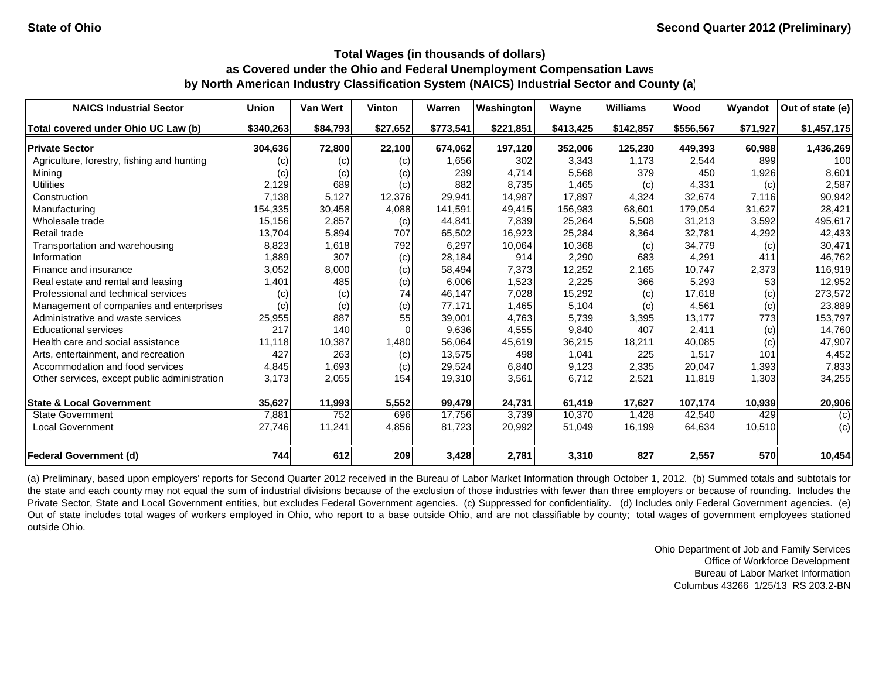**State of Ohio** | **Second Quarter 2012 (Preliminary)**

### Total Wages (in thousands of dollars)
### as Covered under the Ohio and Federal Unemployment Compensation Laws
### by North American Industry Classification System (NAICS) Industrial Sector and County (a)

| NAICS Industrial Sector | Union | Van Wert | Vinton | Warren | Washington | Wayne | Williams | Wood | Wyandot | Out of state (e) |
|---|---|---|---|---|---|---|---|---|---|---|
| **Total covered under Ohio UC Law (b)** | **$340,263** | **$84,793** | **$27,652** | **$773,541** | **$221,851** | **$413,425** | **$142,857** | **$556,567** | **$71,927** | **$1,457,175** |
| **Private Sector** | **304,636** | **72,800** | **22,100** | **674,062** | **197,120** | **352,006** | **125,230** | **449,393** | **60,988** | **1,436,269** |
| Agriculture, forestry, fishing and hunting | (c) | (c) | (c) | 1,656 | 302 | 3,343 | 1,173 | 2,544 | 899 | 100 |
| Mining | (c) | (c) | (c) | 239 | 4,714 | 5,568 | 379 | 450 | 1,926 | 8,601 |
| Utilities | 2,129 | 689 | (c) | 882 | 8,735 | 1,465 | (c) | 4,331 | (c) | 2,587 |
| Construction | 7,138 | 5,127 | 12,376 | 29,941 | 14,987 | 17,897 | 4,324 | 32,674 | 7,116 | 90,942 |
| Manufacturing | 154,335 | 30,458 | 4,088 | 141,591 | 49,415 | 156,983 | 68,601 | 179,054 | 31,627 | 28,421 |
| Wholesale trade | 15,156 | 2,857 | (c) | 44,841 | 7,839 | 25,264 | 5,508 | 31,213 | 3,592 | 495,617 |
| Retail trade | 13,704 | 5,894 | 707 | 65,502 | 16,923 | 25,284 | 8,364 | 32,781 | 4,292 | 42,433 |
| Transportation and warehousing | 8,823 | 1,618 | 792 | 6,297 | 10,064 | 10,368 | (c) | 34,779 | (c) | 30,471 |
| Information | 1,889 | 307 | (c) | 28,184 | 914 | 2,290 | 683 | 4,291 | 411 | 46,762 |
| Finance and insurance | 3,052 | 8,000 | (c) | 58,494 | 7,373 | 12,252 | 2,165 | 10,747 | 2,373 | 116,919 |
| Real estate and rental and leasing | 1,401 | 485 | (c) | 6,006 | 1,523 | 2,225 | 366 | 5,293 | 53 | 12,952 |
| Professional and technical services | (c) | (c) | 74 | 46,147 | 7,028 | 15,292 | (c) | 17,618 | (c) | 273,572 |
| Management of companies and enterprises | (c) | (c) | (c) | 77,171 | 1,465 | 5,104 | (c) | 4,561 | (c) | 23,889 |
| Administrative and waste services | 25,955 | 887 | 55 | 39,001 | 4,763 | 5,739 | 3,395 | 13,177 | 773 | 153,797 |
| Educational services | 217 | 140 | 0 | 9,636 | 4,555 | 9,840 | 407 | 2,411 | (c) | 14,760 |
| Health care and social assistance | 11,118 | 10,387 | 1,480 | 56,064 | 45,619 | 36,215 | 18,211 | 40,085 | (c) | 47,907 |
| Arts, entertainment, and recreation | 427 | 263 | (c) | 13,575 | 498 | 1,041 | 225 | 1,517 | 101 | 4,452 |
| Accommodation and food services | 4,845 | 1,693 | (c) | 29,524 | 6,840 | 9,123 | 2,335 | 20,047 | 1,393 | 7,833 |
| Other services, except public administration | 3,173 | 2,055 | 154 | 19,310 | 3,561 | 6,712 | 2,521 | 11,819 | 1,303 | 34,255 |
| **State & Local Government** | **35,627** | **11,993** | **5,552** | **99,479** | **24,731** | **61,419** | **17,627** | **107,174** | **10,939** | **20,906** |
| State Government | 7,881 | 752 | 696 | 17,756 | 3,739 | 10,370 | 1,428 | 42,540 | 429 | (c) |
| Local Government | 27,746 | 11,241 | 4,856 | 81,723 | 20,992 | 51,049 | 16,199 | 64,634 | 10,510 | (c) |
| **Federal Government (d)** | **744** | **612** | **209** | **3,428** | **2,781** | **3,310** | **827** | **2,557** | **570** | **10,454** |

(a) Preliminary, based upon employers' reports for Second Quarter 2012 received in the Bureau of Labor Market Information through October 1, 2012. (b) Summed totals and subtotals for the state and each county may not equal the sum of industrial divisions because of the exclusion of those industries with fewer than three employers or because of rounding. Includes the Private Sector, State and Local Government entities, but excludes Federal Government agencies. (c) Suppressed for confidentiality. (d) Includes only Federal Government agencies. (e) Out of state includes total wages of workers employed in Ohio, who report to a base outside Ohio, and are not classifiable by county; total wages of government employees stationed outside Ohio.

Ohio Department of Job and Family Services
Office of Workforce Development
Bureau of Labor Market Information
Columbus 43266 1/25/13 RS 203.2-BN